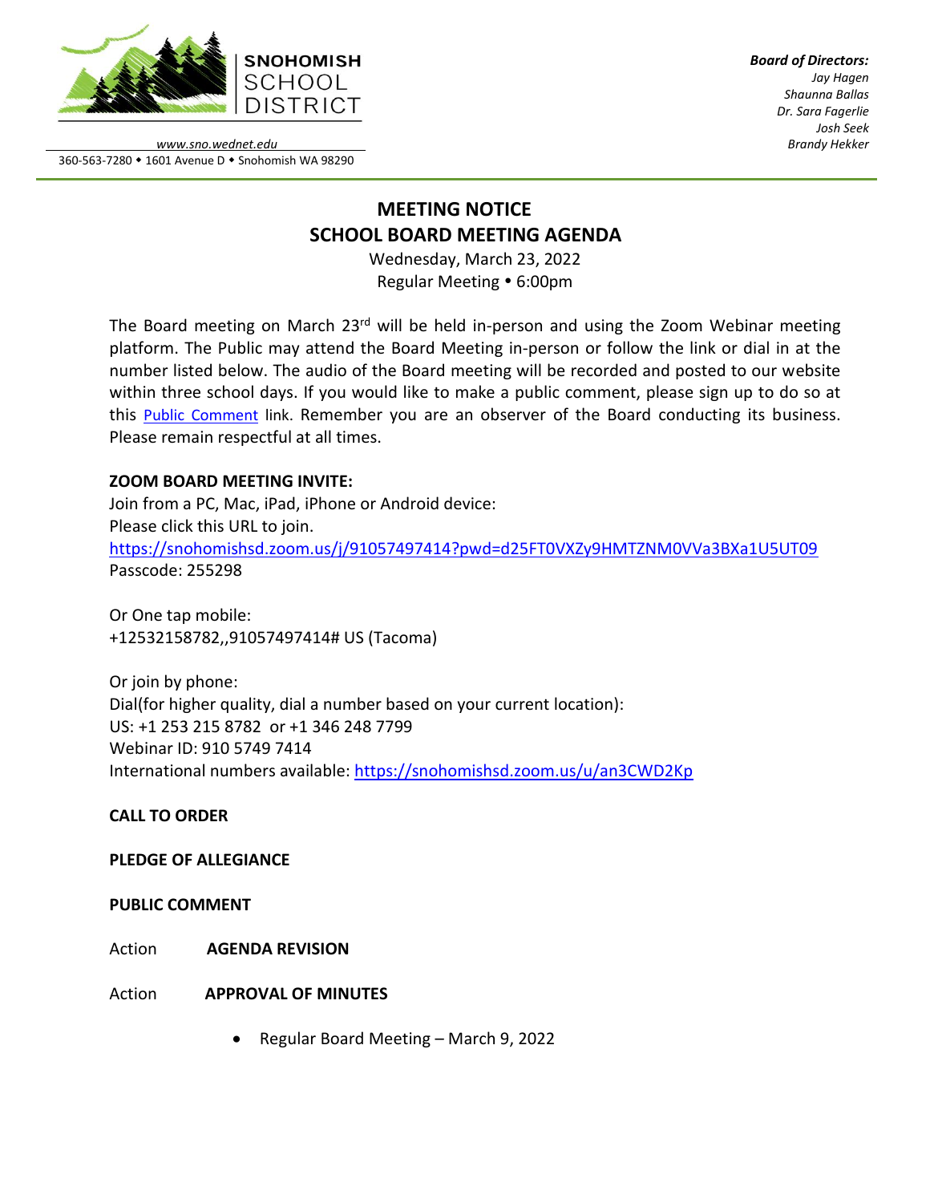SNOHOMISH SCHOOL DISTRICT

*www.sno.wednet.edu*
360-563-7280 • 1601 Avenue D • Snohomish WA 98290

***Board of Directors:***
*Jay Hagen*
*Shaunna Ballas*
*Dr. Sara Fagerlie*
*Josh Seek*
*Brandy Hekker*

# MEETING NOTICE
# SCHOOL BOARD MEETING AGENDA

Wednesday, March 23, 2022
Regular Meeting • 6:00pm

The Board meeting on March 23rd will be held in-person and using the Zoom Webinar meeting platform. The Public may attend the Board Meeting in-person or follow the link or dial in at the number listed below. The audio of the Board meeting will be recorded and posted to our website within three school days. If you would like to make a public comment, please sign up to do so at this Public Comment link. Remember you are an observer of the Board conducting its business. Please remain respectful at all times.

**ZOOM BOARD MEETING INVITE:**
Join from a PC, Mac, iPad, iPhone or Android device:
Please click this URL to join.
https://snohomishsd.zoom.us/j/91057497414?pwd=d25FT0VXZy9HMTZNM0VVa3BXa1U5UT09
Passcode: 255298

Or One tap mobile:
+12532158782,,91057497414# US (Tacoma)

Or join by phone:
Dial(for higher quality, dial a number based on your current location):
US: +1 253 215 8782 or +1 346 248 7799
Webinar ID: 910 5749 7414
International numbers available: https://snohomishsd.zoom.us/u/an3CWD2Kp

**CALL TO ORDER**

**PLEDGE OF ALLEGIANCE**

**PUBLIC COMMENT**

Action **AGENDA REVISION**

Action **APPROVAL OF MINUTES**

- Regular Board Meeting – March 9, 2022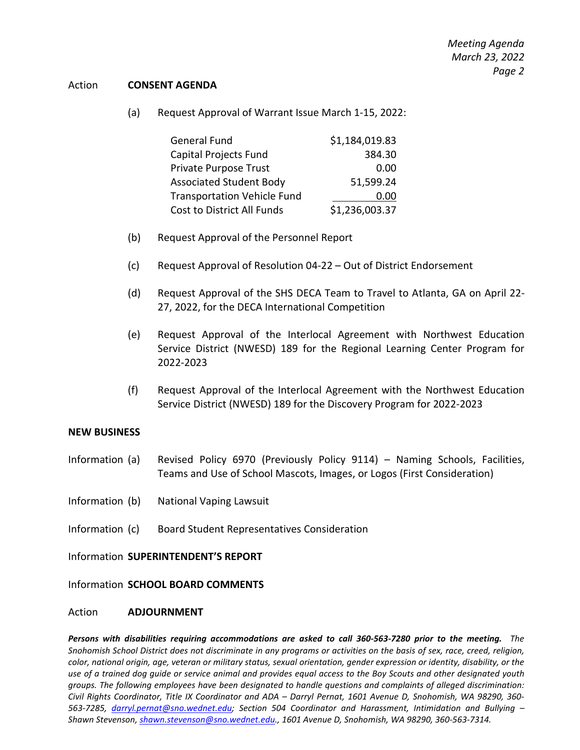Action **CONSENT AGENDA**

(a) Request Approval of Warrant Issue March 1-15, 2022:

| | |
|---|---:|
| General Fund | $1,184,019.83 |
| Capital Projects Fund | 384.30 |
| Private Purpose Trust | 0.00 |
| Associated Student Body | 51,599.24 |
| Transportation Vehicle Fund | 0.00 |
| Cost to District All Funds | $1,236,003.37 |

(b) Request Approval of the Personnel Report

(c) Request Approval of Resolution 04-22 – Out of District Endorsement

(d) Request Approval of the SHS DECA Team to Travel to Atlanta, GA on April 22-27, 2022, for the DECA International Competition

(e) Request Approval of the Interlocal Agreement with Northwest Education Service District (NWESD) 189 for the Regional Learning Center Program for 2022-2023

(f) Request Approval of the Interlocal Agreement with the Northwest Education Service District (NWESD) 189 for the Discovery Program for 2022-2023

**NEW BUSINESS**

Information (a) Revised Policy 6970 (Previously Policy 9114) – Naming Schools, Facilities, Teams and Use of School Mascots, Images, or Logos (First Consideration)

Information (b) National Vaping Lawsuit

Information (c) Board Student Representatives Consideration

Information **SUPERINTENDENT'S REPORT**

Information **SCHOOL BOARD COMMENTS**

Action **ADJOURNMENT**

***Persons with disabilities requiring accommodations are asked to call 360-563-7280 prior to the meeting.*** *The Snohomish School District does not discriminate in any programs or activities on the basis of sex, race, creed, religion, color, national origin, age, veteran or military status, sexual orientation, gender expression or identity, disability, or the use of a trained dog guide or service animal and provides equal access to the Boy Scouts and other designated youth groups. The following employees have been designated to handle questions and complaints of alleged discrimination: Civil Rights Coordinator, Title IX Coordinator and ADA – Darryl Pernat, 1601 Avenue D, Snohomish, WA 98290, 360-563-7285, darryl.pernat@sno.wednet.edu; Section 504 Coordinator and Harassment, Intimidation and Bullying – Shawn Stevenson, shawn.stevenson@sno.wednet.edu., 1601 Avenue D, Snohomish, WA 98290, 360-563-7314.*